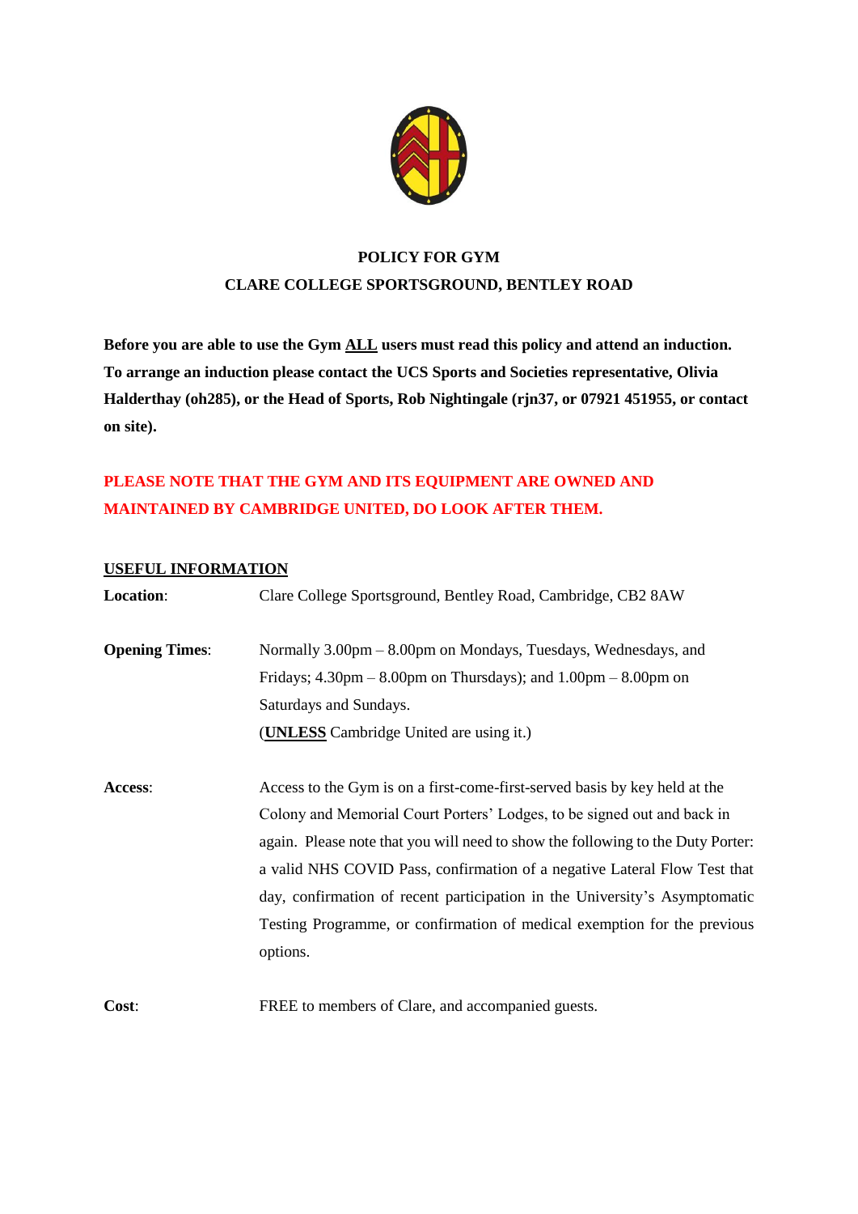**POLICY FOR GYM**
**CLARE COLLEGE SPORTSGROUND, BENTLEY ROAD**

**Before you are able to use the Gym ALL users must read this policy and attend an induction. To arrange an induction please contact the UCS Sports and Societies representative, Olivia Halderthay (oh285), or the Head of Sports, Rob Nightingale (rjn37, or 07921 451955, or contact on site).**

**PLEASE NOTE THAT THE GYM AND ITS EQUIPMENT ARE OWNED AND MAINTAINED BY CAMBRIDGE UNITED, DO LOOK AFTER THEM.**

**USEFUL INFORMATION**

**Location**: Clare College Sportsground, Bentley Road, Cambridge, CB2 8AW

**Opening Times**: Normally 3.00pm – 8.00pm on Mondays, Tuesdays, Wednesdays, and Fridays; 4.30pm – 8.00pm on Thursdays); and 1.00pm – 8.00pm on Saturdays and Sundays.
(**UNLESS** Cambridge United are using it.)

**Access**: Access to the Gym is on a first-come-first-served basis by key held at the Colony and Memorial Court Porters' Lodges, to be signed out and back in again. Please note that you will need to show the following to the Duty Porter: a valid NHS COVID Pass, confirmation of a negative Lateral Flow Test that day, confirmation of recent participation in the University's Asymptomatic Testing Programme, or confirmation of medical exemption for the previous options.

**Cost**: FREE to members of Clare, and accompanied guests.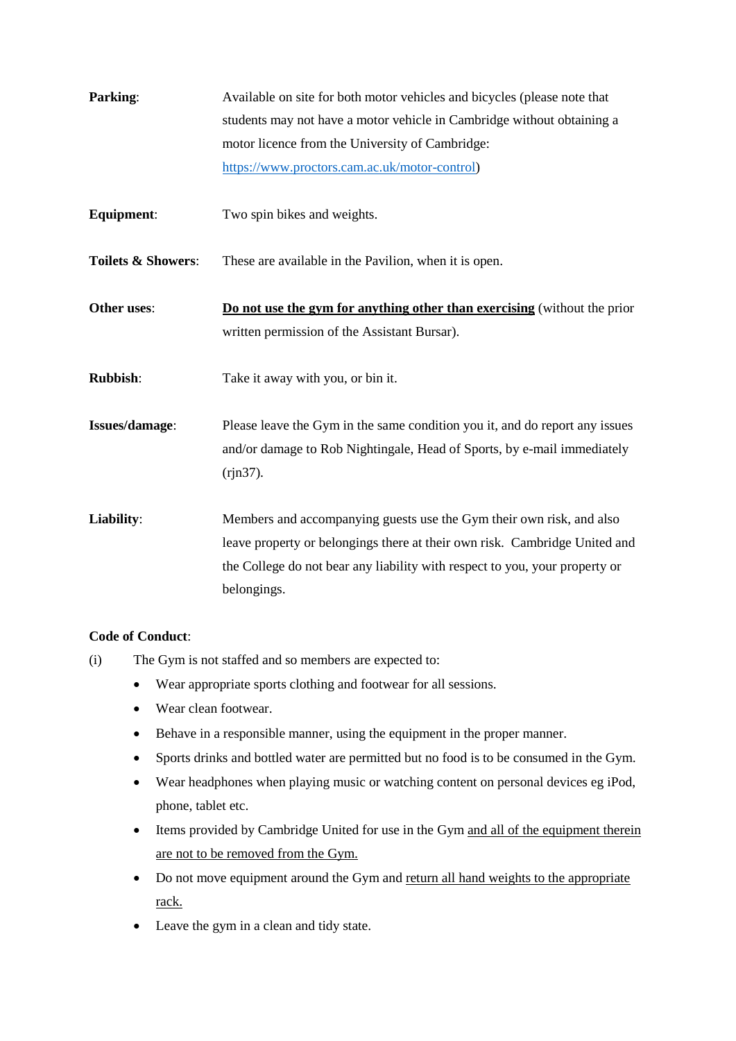**Parking**: Available on site for both motor vehicles and bicycles (please note that students may not have a motor vehicle in Cambridge without obtaining a motor licence from the University of Cambridge: https://www.proctors.cam.ac.uk/motor-control)

**Equipment**: Two spin bikes and weights.

**Toilets & Showers**: These are available in the Pavilion, when it is open.

**Other uses**: <u>**Do not use the gym for anything other than exercising**</u> (without the prior written permission of the Assistant Bursar).

**Rubbish**: Take it away with you, or bin it.

**Issues/damage**: Please leave the Gym in the same condition you it, and do report any issues and/or damage to Rob Nightingale, Head of Sports, by e-mail immediately (rjn37).

**Liability**: Members and accompanying guests use the Gym their own risk, and also leave property or belongings there at their own risk. Cambridge United and the College do not bear any liability with respect to you, your property or belongings.

**Code of Conduct**:

(i) The Gym is not staffed and so members are expected to:

- Wear appropriate sports clothing and footwear for all sessions.
- Wear clean footwear.
- Behave in a responsible manner, using the equipment in the proper manner.
- Sports drinks and bottled water are permitted but no food is to be consumed in the Gym.
- Wear headphones when playing music or watching content on personal devices eg iPod, phone, tablet etc.
- Items provided by Cambridge United for use in the Gym <u>and all of the equipment therein are not to be removed from the Gym.</u>
- Do not move equipment around the Gym and <u>return all hand weights to the appropriate rack.</u>
- Leave the gym in a clean and tidy state.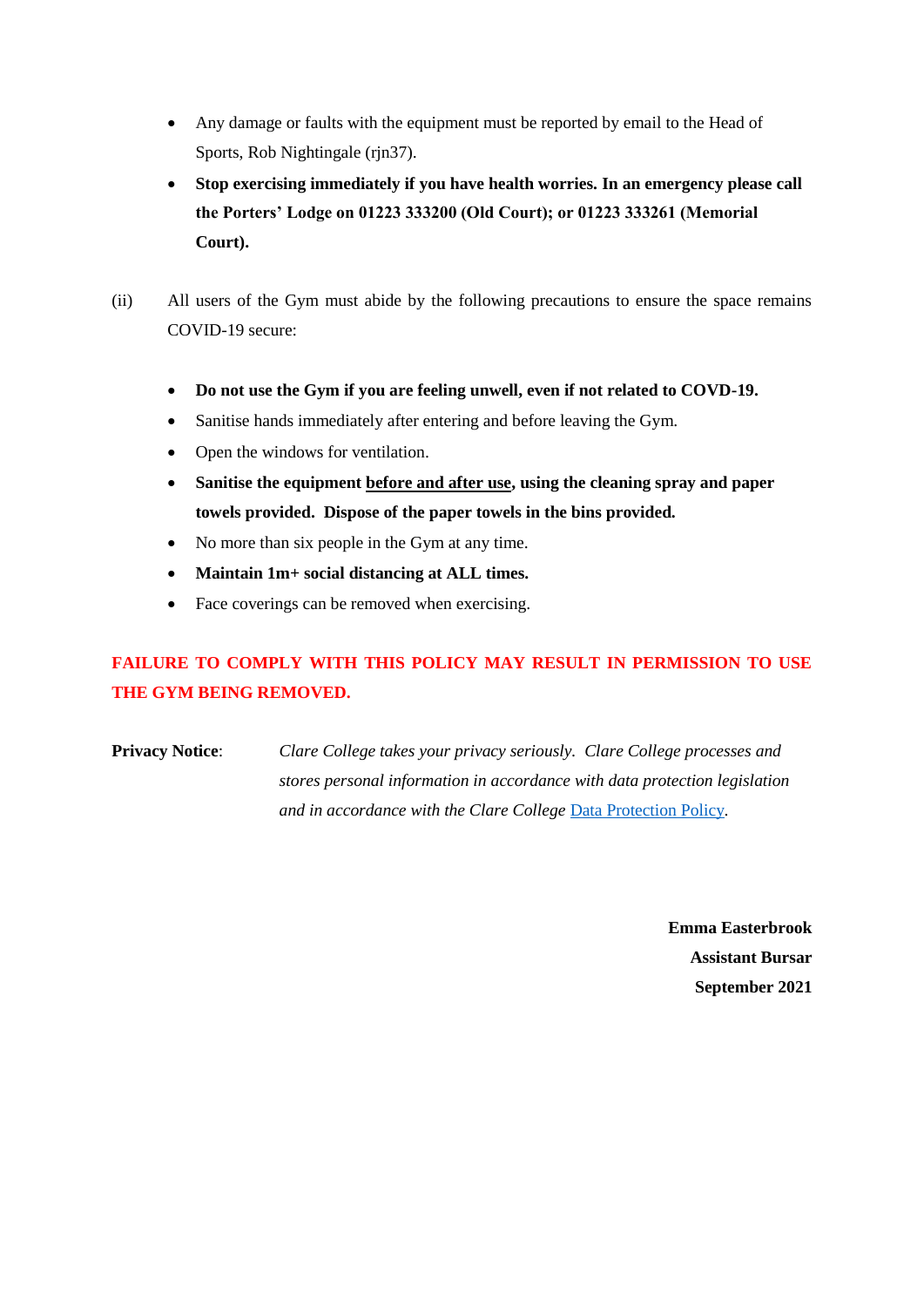- Any damage or faults with the equipment must be reported by email to the Head of Sports, Rob Nightingale (rjn37).
- **Stop exercising immediately if you have health worries. In an emergency please call the Porters' Lodge on 01223 333200 (Old Court); or 01223 333261 (Memorial Court).**

(ii) All users of the Gym must abide by the following precautions to ensure the space remains COVID-19 secure:

- **Do not use the Gym if you are feeling unwell, even if not related to COVD-19.**
- Sanitise hands immediately after entering and before leaving the Gym.
- Open the windows for ventilation.
- **Sanitise the equipment <u>before and after use</u>, using the cleaning spray and paper towels provided. Dispose of the paper towels in the bins provided.**
- No more than six people in the Gym at any time.
- **Maintain 1m+ social distancing at ALL times.**
- Face coverings can be removed when exercising.

**FAILURE TO COMPLY WITH THIS POLICY MAY RESULT IN PERMISSION TO USE THE GYM BEING REMOVED.**

**Privacy Notice**: *Clare College takes your privacy seriously. Clare College processes and stores personal information in accordance with data protection legislation and in accordance with the Clare College* [Data Protection Policy](Data Protection Policy).

**Emma Easterbrook**
**Assistant Bursar**
**September 2021**